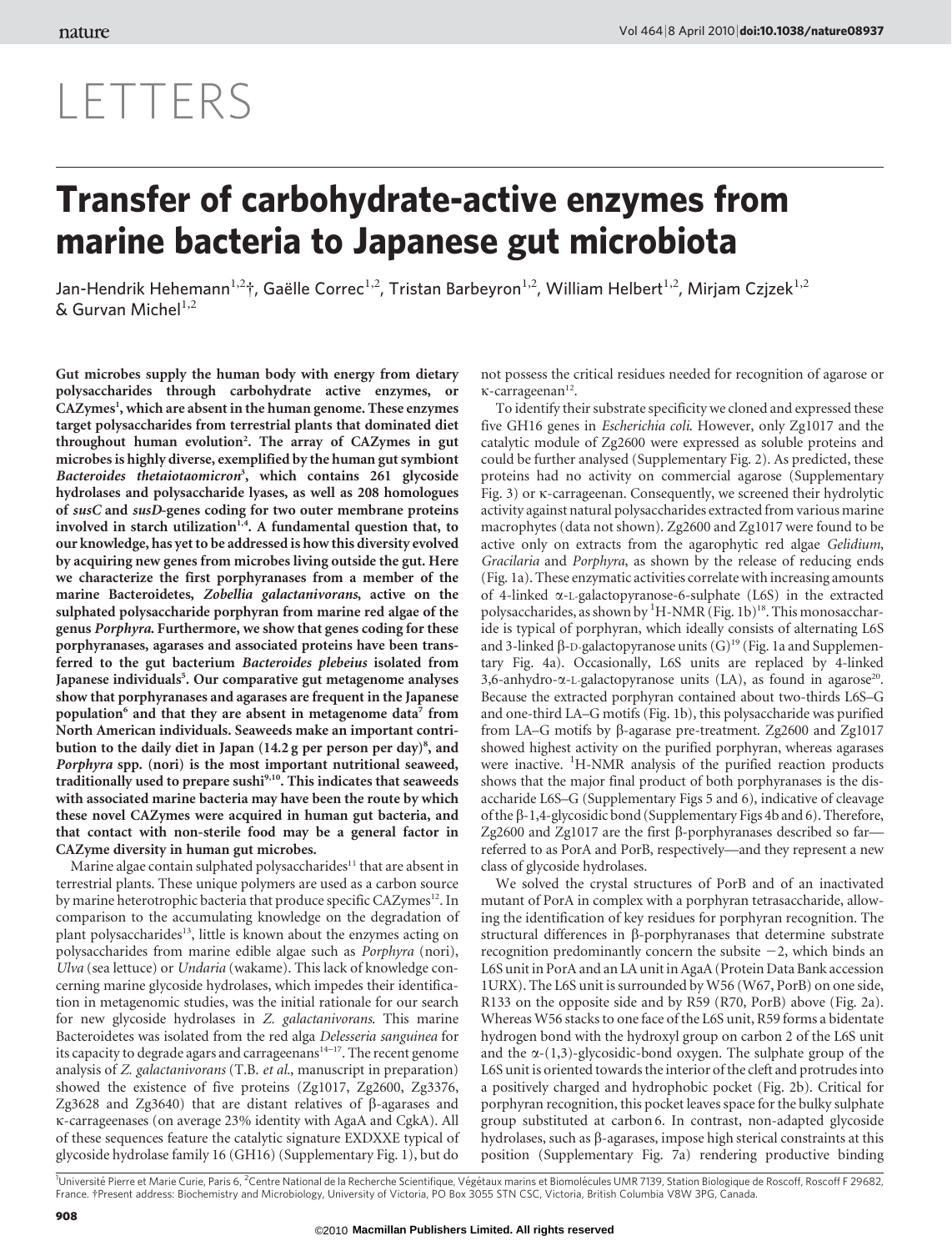# LETTERS

# Transfer of carbohydrate-active enzymes from marine bacteria to Japanese gut microbiota

Jan-Hendrik Hehemann[1,2]†, Gaëlle Correc[1,2], Tristan Barbeyron[1,2], William Helbert[1,2], Mirjam Czjzek[1,2] & Gurvan Michel[1,2]

**Gut microbes supply the human body with energy from dietary polysaccharides through carbohydrate active enzymes, or CAZymes[1], which are absent in the human genome. These enzymes target polysaccharides from terrestrial plants that dominated diet throughout human evolution[2]. The array of CAZymes in gut microbes is highly diverse, exemplified by the human gut symbiont *Bacteroides thetaiotaomicron*[3], which contains 261 glycoside hydrolases and polysaccharide lyases, as well as 208 homologues of *susC* and *susD*-genes coding for two outer membrane proteins involved in starch utilization[1,4]. A fundamental question that, to our knowledge, has yet to be addressed is how this diversity evolved by acquiring new genes from microbes living outside the gut. Here we characterize the first porphyranases from a member of the marine Bacteroidetes, *Zobellia galactanivorans*, active on the sulphated polysaccharide porphyran from marine red algae of the genus *Porphyra*. Furthermore, we show that genes coding for these porphyranases, agarases and associated proteins have been transferred to the gut bacterium *Bacteroides plebeius* isolated from Japanese individuals[5]. Our comparative gut metagenome analyses show that porphyranases and agarases are frequent in the Japanese population[6] and that they are absent in metagenome data[7] from North American individuals. Seaweeds make an important contribution to the daily diet in Japan (14.2 g per person per day)[8], and *Porphyra* spp. (nori) is the most important nutritional seaweed, traditionally used to prepare sushi[9,10]. This indicates that seaweeds with associated marine bacteria may have been the route by which these novel CAZymes were acquired in human gut bacteria, and that contact with non-sterile food may be a general factor in CAZyme diversity in human gut microbes.**

Marine algae contain sulphated polysaccharides[11] that are absent in terrestrial plants. These unique polymers are used as a carbon source by marine heterotrophic bacteria that produce specific CAZymes[12]. In comparison to the accumulating knowledge on the degradation of plant polysaccharides[13], little is known about the enzymes acting on polysaccharides from marine edible algae such as *Porphyra* (nori), *Ulva* (sea lettuce) or *Undaria* (wakame). This lack of knowledge concerning marine glycoside hydrolases, which impedes their identification in metagenomic studies, was the initial rationale for our search for new glycoside hydrolases in *Z. galactanivorans*. This marine Bacteroidetes was isolated from the red alga *Delesseria sanguinea* for its capacity to degrade agars and carrageenans[14–17]. The recent genome analysis of *Z. galactanivorans* (T.B. *et al.*, manuscript in preparation) showed the existence of five proteins (Zg1017, Zg2600, Zg3376, Zg3628 and Zg3640) that are distant relatives of β-agarases and κ-carrageenases (on average 23% identity with AgaA and CgkA). All of these sequences feature the catalytic signature EXDXXE typical of glycoside hydrolase family 16 (GH16) (Supplementary Fig. 1), but do not possess the critical residues needed for recognition of agarose or κ-carrageenan[12].

To identify their substrate specificity we cloned and expressed these five GH16 genes in *Escherichia coli*. However, only Zg1017 and the catalytic module of Zg2600 were expressed as soluble proteins and could be further analysed (Supplementary Fig. 2). As predicted, these proteins had no activity on commercial agarose (Supplementary Fig. 3) or κ-carrageenan. Consequently, we screened their hydrolytic activity against natural polysaccharides extracted from various marine macrophytes (data not shown). Zg2600 and Zg1017 were found to be active only on extracts from the agarophytic red algae *Gelidium*, *Gracilaria* and *Porphyra*, as shown by the release of reducing ends (Fig. 1a). These enzymatic activities correlate with increasing amounts of 4-linked α-L-galactopyranose-6-sulphate (L6S) in the extracted polysaccharides, as shown by $^1$H-NMR (Fig. 1b)[18]. This monosaccharide is typical of porphyran, which ideally consists of alternating L6S and 3-linked β-D-galactopyranose units (G)[19] (Fig. 1a and Supplementary Fig. 4a). Occasionally, L6S units are replaced by 4-linked 3,6-anhydro-α-L-galactopyranose units (LA), as found in agarose[20]. Because the extracted porphyran contained about two-thirds L6S–G and one-third LA–G motifs (Fig. 1b), this polysaccharide was purified from LA–G motifs by β-agarase pre-treatment. Zg2600 and Zg1017 showed highest activity on the purified porphyran, whereas agarases were inactive. $^1$H-NMR analysis of the purified reaction products shows that the major final product of both porphyranases is the disaccharide L6S–G (Supplementary Figs 5 and 6), indicative of cleavage of the β-1,4-glycosidic bond (Supplementary Figs 4b and 6). Therefore, Zg2600 and Zg1017 are the first β-porphyranases described so far—referred to as PorA and PorB, respectively—and they represent a new class of glycoside hydrolases.

We solved the crystal structures of PorB and of an inactivated mutant of PorA in complex with a porphyran tetrasaccharide, allowing the identification of key residues for porphyran recognition. The structural differences in β-porphyranases that determine substrate recognition predominantly concern the subsite −2, which binds an L6S unit in PorA and an LA unit in AgaA (Protein Data Bank accession 1URX). The L6S unit is surrounded by W56 (W67, PorB) on one side, R133 on the opposite side and by R59 (R70, PorB) above (Fig. 2a). Whereas W56 stacks to one face of the L6S unit, R59 forms a bidentate hydrogen bond with the hydroxyl group on carbon 2 of the L6S unit and the α-(1,3)-glycosidic-bond oxygen. The sulphate group of the L6S unit is oriented towards the interior of the cleft and protrudes into a positively charged and hydrophobic pocket (Fig. 2b). Critical for porphyran recognition, this pocket leaves space for the bulky sulphate group substituted at carbon 6. In contrast, non-adapted glycoside hydrolases, such as β-agarases, impose high sterical constraints at this position (Supplementary Fig. 7a) rendering productive binding

[1]Université Pierre et Marie Curie, Paris 6, [2]Centre National de la Recherche Scientifique, Végétaux marins et Biomolécules UMR 7139, Station Biologique de Roscoff, Roscoff F 29682, France. †Present address: Biochemistry and Microbiology, University of Victoria, PO Box 3055 STN CSC, Victoria, British Columbia V8W 3PG, Canada.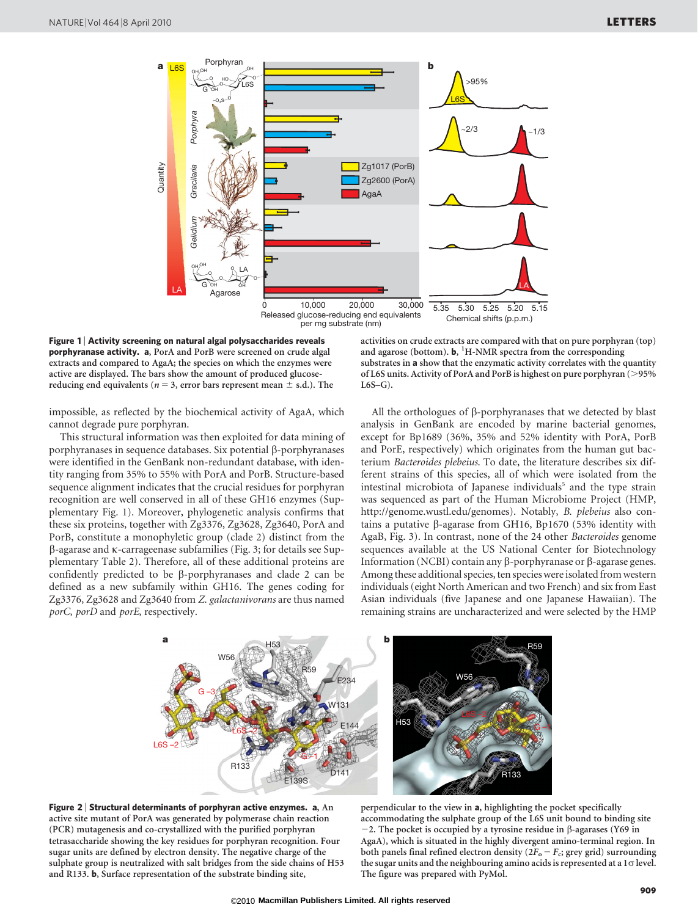**Figure 1 | Activity screening on natural algal polysaccharides reveals porphyranase activity. a**, PorA and PorB were screened on crude algal extracts and compared to AgaA; the species on which the enzymes were active are displayed. The bars show the amount of produced glucose-reducing end equivalents ($n = 3$, error bars represent mean ± s.d.). The activities on crude extracts are compared with that on pure porphyran (top) and agarose (bottom). **b**, $^{1}$H-NMR spectra from the corresponding substrates in **a** show that the enzymatic activity correlates with the quantity of L6S units. Activity of PorA and PorB is highest on pure porphyran (>95% L6S–G).

impossible, as reflected by the biochemical activity of AgaA, which cannot degrade pure porphyran.

This structural information was then exploited for data mining of porphyranases in sequence databases. Six potential β-porphyranases were identified in the GenBank non-redundant database, with identity ranging from 35% to 55% with PorA and PorB. Structure-based sequence alignment indicates that the crucial residues for porphyran recognition are well conserved in all of these GH16 enzymes (Supplementary Fig. 1). Moreover, phylogenetic analysis confirms that these six proteins, together with Zg3376, Zg3628, Zg3640, PorA and PorB, constitute a monophyletic group (clade 2) distinct from the β-agarase and κ-carrageenase subfamilies (Fig. 3; for details see Supplementary Table 2). Therefore, all of these additional proteins are confidently predicted to be β-porphyranases and clade 2 can be defined as a new subfamily within GH16. The genes coding for Zg3376, Zg3628 and Zg3640 from *Z. galactanivorans* are thus named *porC*, *porD* and *porE*, respectively.

All the orthologues of β-porphyranases that we detected by blast analysis in GenBank are encoded by marine bacterial genomes, except for Bp1689 (36%, 35% and 52% identity with PorA, PorB and PorE, respectively) which originates from the human gut bacterium *Bacteroides plebeius*. To date, the literature describes six different strains of this species, all of which were isolated from the intestinal microbiota of Japanese individuals[5] and the type strain was sequenced as part of the Human Microbiome Project (HMP, http://genome.wustl.edu/genomes). Notably, *B. plebeius* also contains a putative β-agarase from GH16, Bp1670 (53% identity with AgaB, Fig. 3). In contrast, none of the 24 other *Bacteroides* genome sequences available at the US National Center for Biotechnology Information (NCBI) contain any β-porphyranase or β-agarase genes. Among these additional species, ten species were isolated from western individuals (eight North American and two French) and six from East Asian individuals (five Japanese and one Japanese Hawaiian). The remaining strains are uncharacterized and were selected by the HMP

**Figure 2 | Structural determinants of porphyran active enzymes. a**, An active site mutant of PorA was generated by polymerase chain reaction (PCR) mutagenesis and co-crystallized with the purified porphyran tetrasaccharide showing the key residues for porphyran recognition. Four sugar units are defined by electron density. The negative charge of the sulphate group is neutralized with salt bridges from the side chains of H53 and R133. **b**, Surface representation of the substrate binding site, perpendicular to the view in **a**, highlighting the pocket specifically accommodating the sulphate group of the L6S unit bound to binding site −2. The pocket is occupied by a tyrosine residue in β-agarases (Y69 in AgaA), which is situated in the highly divergent amino-terminal region. In both panels final refined electron density ($2F_o - F_c$; grey grid) surrounding the sugar units and the neighbouring amino acids is represented at a 1σ level. The figure was prepared with PyMol.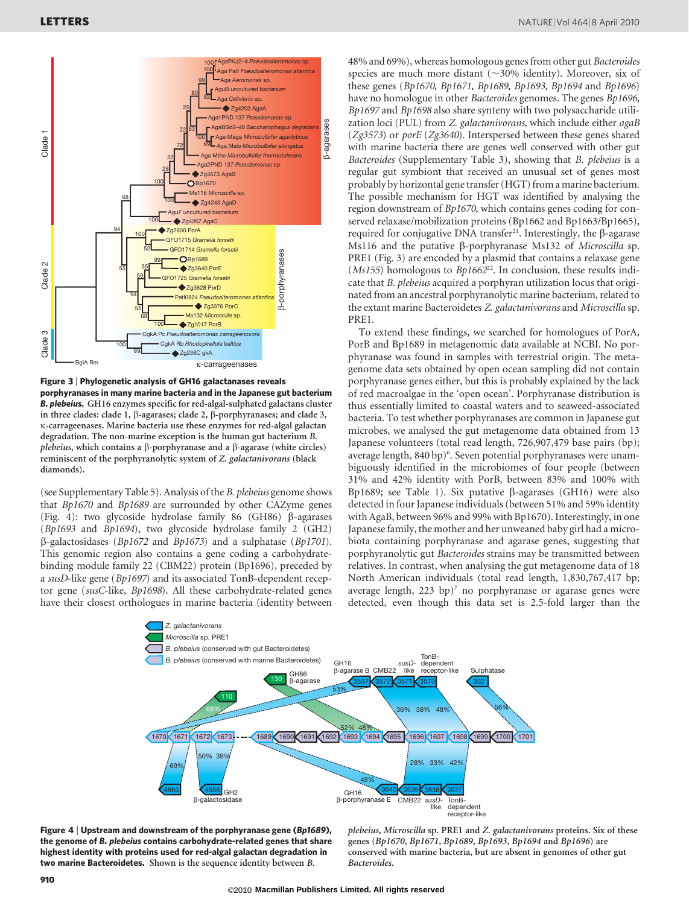**Figure 3 | Phylogenetic analysis of GH16 galactanases reveals porphyranases in many marine bacteria and in the Japanese gut bacterium *B. plebeius*.** GH16 enzymes specific for red-algal-sulphated galactans cluster in three clades: clade 1, β-agarases; clade 2, β-porphyranases; and clade 3, κ-carrageenases. Marine bacteria use these enzymes for red-algal galactan degradation. The non-marine exception is the human gut bacterium *B. plebeius*, which contains a β-porphyranase and a β-agarase (white circles) reminiscent of the porphyranolytic system of *Z. galactanivorans* (black diamonds).

(see Supplementary Table 5). Analysis of the *B. plebeius* genome shows that *Bp1670* and *Bp1689* are surrounded by other CAZyme genes (Fig. 4): two glycoside hydrolase family 86 (GH86) β-agarases (*Bp1693* and *Bp1694*), two glycoside hydrolase family 2 (GH2) β-galactosidases (*Bp1672* and *Bp1673*) and a sulphatase (*Bp1701*). This genomic region also contains a gene coding a carbohydrate-binding module family 22 (CBM22) protein (Bp1696), preceded by a *susD*-like gene (*Bp1697*) and its associated TonB-dependent receptor gene (*susC*-like, *Bp1698*). All these carbohydrate-related genes have their closest orthologues in marine bacteria (identity between 48% and 69%), whereas homologous genes from other gut *Bacteroides* species are much more distant (~30% identity). Moreover, six of these genes (*Bp1670*, *Bp1671*, *Bp1689*, *Bp1693*, *Bp1694* and *Bp1696*) have no homologue in other *Bacteroides* genomes. The genes *Bp1696*, *Bp1697* and *Bp1698* also share synteny with two polysaccharide utilization locus (PUL) from *Z. galactanivorans*, which include either *agaB* (*Zg3573*) or *porE* (*Zg3640*). Interspersed between these genes shared with marine bacteria there are genes well conserved with other gut *Bacteroides* (Supplementary Table 3), showing that *B. plebeius* is a regular gut symbiont that received an unusual set of genes most probably by horizontal gene transfer (HGT) from a marine bacterium. The possible mechanism for HGT was identified by analysing the region downstream of *Bp1670*, which contains genes coding for conserved relaxase/mobilization proteins (Bp1662 and Bp1663/Bp1665), required for conjugative DNA transfer[21]. Interestingly, the β-agarase Ms116 and the putative β-porphyranase Ms132 of *Microscilla* sp. PRE1 (Fig. 3) are encoded by a plasmid that contains a relaxase gene (*Ms155*) homologous to *Bp1662*[22]. In conclusion, these results indicate that *B. plebeius* acquired a porphyran utilization locus that originated from an ancestral porphyranolytic marine bacterium, related to the extant marine Bacteroidetes *Z. galactanivorans* and *Microscilla* sp. PRE1.

To extend these findings, we searched for homologues of PorA, PorB and Bp1689 in metagenomic data available at NCBI. No porphyranase was found in samples with terrestrial origin. The metagenome data sets obtained by open ocean sampling did not contain porphyranase genes either, but this is probably explained by the lack of red macroalgae in the 'open ocean'. Porphyranase distribution is thus essentially limited to coastal waters and to seaweed-associated bacteria. To test whether porphyranases are common in Japanese gut microbes, we analysed the gut metagenome data obtained from 13 Japanese volunteers (total read length, 726,907,479 base pairs (bp); average length, 840 bp)[6]. Seven potential porphyranases were unambiguously identified in the microbiomes of four people (between 31% and 42% identity with PorB, between 83% and 100% with Bp1689; see Table 1). Six putative β-agarases (GH16) were also detected in four Japanese individuals (between 51% and 59% identity with AgaB, between 96% and 99% with Bp1670). Interestingly, in one Japanese family, the mother and her unweaned baby girl had a microbiota containing porphyranase and agarase genes, suggesting that porphyranolytic gut *Bacteroides* strains may be transmitted between relatives. In contrast, when analysing the gut metagenome data of 18 North American individuals (total read length, 1,830,767,417 bp; average length, 223 bp)[7] no porphyranase or agarase genes were detected, even though this data set is 2.5-fold larger than the

**Figure 4 | Upstream and downstream of the porphyranase gene (*Bp1689*), the genome of *B. plebeius* contains carbohydrate-related genes that share highest identity with proteins used for red-algal galactan degradation in two marine Bacteroidetes.** Shown is the sequence identity between *B. plebeius*, *Microscilla* sp. PRE1 and *Z. galactanivorans* proteins. Six of these genes (*Bp1670*, *Bp1671*, *Bp1689*, *Bp1693*, *Bp1694* and *Bp1696*) are conserved with marine bacteria, but are absent in genomes of other gut *Bacteroides*.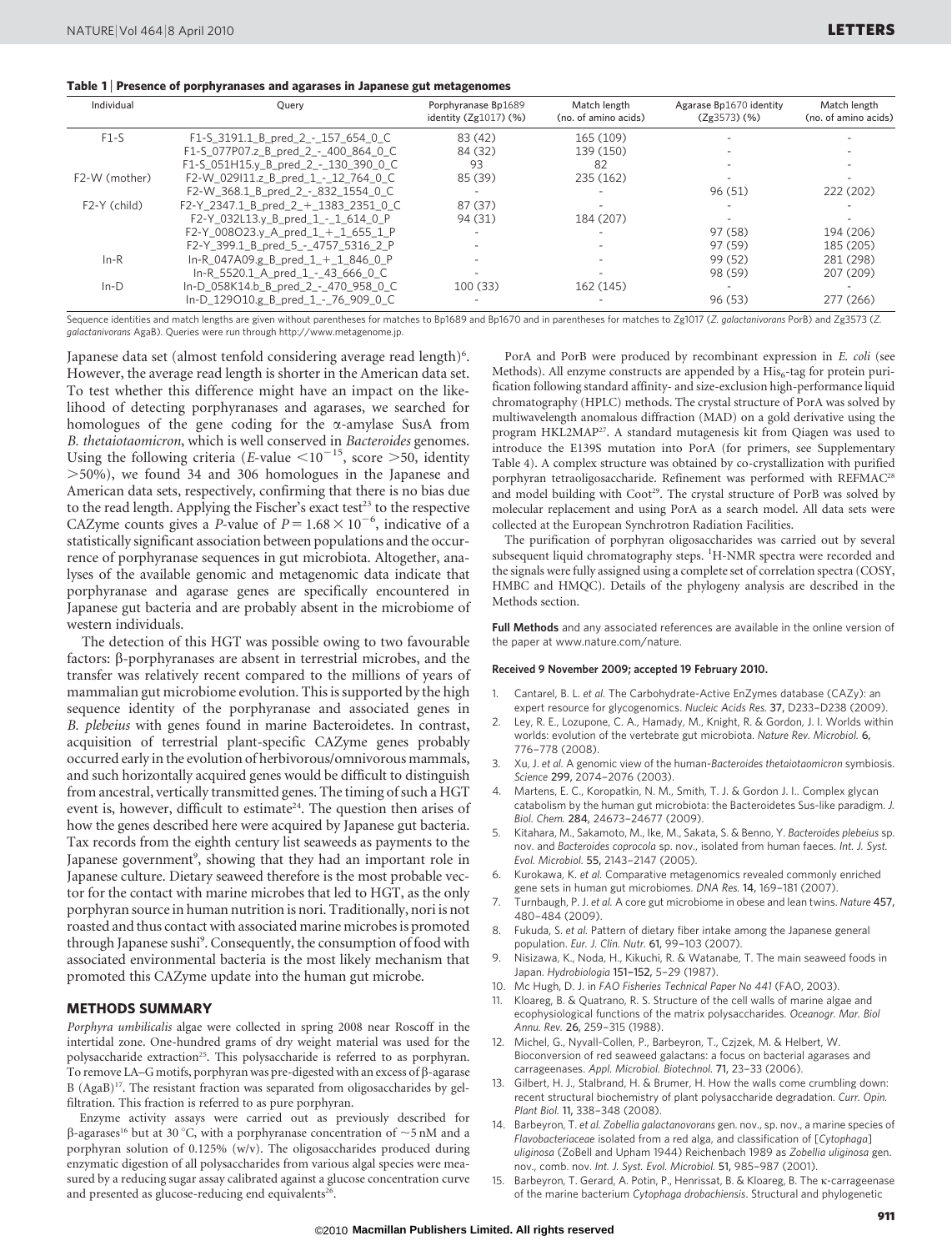**Table 1 | Presence of porphyranases and agarases in Japanese gut metagenomes**

| Individual | Query | Porphyranase Bp1689 identity (Zg1017) (%) | Match length (no. of amino acids) | Agarase Bp1670 identity (Zg3573) (%) | Match length (no. of amino acids) |
|---|---|---|---|---|---|
| F1-S | F1-S_3191.1_B_pred_2_-_157_654_0_C | 83 (42) | 165 (109) | - | - |
| | F1-S_077P07.z_B_pred_2_-_400_864_0_C | 84 (32) | 139 (150) | - | - |
| | F1-S_051H15.y_B_pred_2_-_130_390_0_C | 93 | 82 | - | - |
| F2-W (mother) | F2-W_029I11.z_B_pred_1_-_12_764_0_C | 85 (39) | 235 (162) | - | - |
| | F2-W_368.1_B_pred_2_-_832_1554_0_C | - | - | 96 (51) | 222 (202) |
| F2-Y (child) | F2-Y_2347.1_B_pred_2_+_1383_2351_0_C | 87 (37) | - | - | - |
| | F2-Y_032L13.y_B_pred_1_-_1_614_0_P | 94 (31) | 184 (207) | - | - |
| | F2-Y_008O23.y_A_pred_1_+_1_655_1_P | - | - | 97 (58) | 194 (206) |
| | F2-Y_399.1_B_pred_5_-_4757_5316_2_P | - | - | 97 (59) | 185 (205) |
| In-R | In-R_047A09.g_B_pred_1_+_1_846_0_P | - | - | 99 (52) | 281 (298) |
| | In-R_5520.1_A_pred_1_-_43_666_0_C | - | - | 98 (59) | 207 (209) |
| In-D | In-D_058K14.b_B_pred_2_-_470_958_0_C | 100 (33) | 162 (145) | - | - |
| | In-D_129O10.g_B_pred_1_-_76_909_0_C | - | - | 96 (53) | 277 (266) |

Sequence identities and match lengths are given without parentheses for matches to Bp1689 and Bp1670 and in parentheses for matches to Zg1017 (*Z. galactanivorans* PorB) and Zg3573 (*Z. galactanivorans* AgaB). Queries were run through http://www.metagenome.jp.

Japanese data set (almost tenfold considering average read length)[6]. However, the average read length is shorter in the American data set. To test whether this difference might have an impact on the likelihood of detecting porphyranases and agarases, we searched for homologues of the gene coding for the α-amylase SusA from *B. thetaiotaomicron*, which is well conserved in *Bacteroides* genomes. Using the following criteria (*E*-value $<10^{-15}$, score $>50$, identity $>50\%$), we found 34 and 306 homologues in the Japanese and American data sets, respectively, confirming that there is no bias due to the read length. Applying the Fischer's exact test[23] to the respective CAZyme counts gives a *P*-value of $P = 1.68 \times 10^{-6}$, indicative of a statistically significant association between populations and the occurrence of porphyranase sequences in gut microbiota. Altogether, analyses of the available genomic and metagenomic data indicate that porphyranase and agarase genes are specifically encountered in Japanese gut bacteria and are probably absent in the microbiome of western individuals.

The detection of this HGT was possible owing to two favourable factors: β-porphyranases are absent in terrestrial microbes, and the transfer was relatively recent compared to the millions of years of mammalian gut microbiome evolution. This is supported by the high sequence identity of the porphyranase and associated genes in *B. plebeius* with genes found in marine Bacteroidetes. In contrast, acquisition of terrestrial plant-specific CAZyme genes probably occurred early in the evolution of herbivorous/omnivorous mammals, and such horizontally acquired genes would be difficult to distinguish from ancestral, vertically transmitted genes. The timing of such a HGT event is, however, difficult to estimate[24]. The question then arises of how the genes described here were acquired by Japanese gut bacteria. Tax records from the eighth century list seaweeds as payments to the Japanese government[9], showing that they had an important role in Japanese culture. Dietary seaweed therefore is the most probable vector for the contact with marine microbes that led to HGT, as the only porphyran source in human nutrition is nori. Traditionally, nori is not roasted and thus contact with associated marine microbes is promoted through Japanese sushi[9]. Consequently, the consumption of food with associated environmental bacteria is the most likely mechanism that promoted this CAZyme update into the human gut microbe.

## METHODS SUMMARY

*Porphyra umbilicalis* algae were collected in spring 2008 near Roscoff in the intertidal zone. One-hundred grams of dry weight material was used for the polysaccharide extraction[25]. This polysaccharide is referred to as porphyran. To remove LA–G motifs, porphyran was pre-digested with an excess of β-agarase B (AgaB)[17]. The resistant fraction was separated from oligosaccharides by gel-filtration. This fraction is referred to as pure porphyran.

Enzyme activity assays were carried out as previously described for β-agarases[16] but at 30 °C, with a porphyranase concentration of ~5 nM and a porphyran solution of 0.125% (w/v). The oligosaccharides produced during enzymatic digestion of all polysaccharides from various algal species were measured by a reducing sugar assay calibrated against a glucose concentration curve and presented as glucose-reducing end equivalents[26].

PorA and PorB were produced by recombinant expression in *E. coli* (see Methods). All enzyme constructs are appended by a $His_6$-tag for protein purification following standard affinity- and size-exclusion high-performance liquid chromatography (HPLC) methods. The crystal structure of PorA was solved by multiwavelength anomalous diffraction (MAD) on a gold derivative using the program HKL2MAP[27]. A standard mutagenesis kit from Qiagen was used to introduce the E139S mutation into PorA (for primers, see Supplementary Table 4). A complex structure was obtained by co-crystallization with purified porphyran tetraoligosaccharide. Refinement was performed with REFMAC[28] and model building with Coot[29]. The crystal structure of PorB was solved by molecular replacement and using PorA as a search model. All data sets were collected at the European Synchrotron Radiation Facilities.

The purification of porphyran oligosaccharides was carried out by several subsequent liquid chromatography steps. $^1$H-NMR spectra were recorded and the signals were fully assigned using a complete set of correlation spectra (COSY, HMBC and HMQC). Details of the phylogeny analysis are described in the Methods section.

**Full Methods** and any associated references are available in the online version of the paper at www.nature.com/nature.

**Received 9 November 2009; accepted 19 February 2010.**

1. Cantarel, B. L. *et al.* The Carbohydrate-Active EnZymes database (CAZy): an expert resource for glycogenomics. *Nucleic Acids Res.* **37,** D233–D238 (2009).
2. Ley, R. E., Lozupone, C. A., Hamady, M., Knight, R. & Gordon, J. I. Worlds within worlds: evolution of the vertebrate gut microbiota. *Nature Rev. Microbiol.* **6,** 776–788 (2008).
3. Xu, J. *et al.* A genomic view of the human-*Bacteroides thetaiotaomicron* symbiosis. *Science* **299,** 2074–2076 (2003).
4. Martens, E. C., Koropatkin, N. M., Smith, T. J. & Gordon J. I.. Complex glycan catabolism by the human gut microbiota: the Bacteroidetes Sus-like paradigm. *J. Biol. Chem.* **284,** 24673–24677 (2009).
5. Kitahara, M., Sakamoto, M., Ike, M., Sakata, S. & Benno, Y. *Bacteroides plebeius* sp. nov. and *Bacteroides coprocola* sp. nov., isolated from human faeces. *Int. J. Syst. Evol. Microbiol.* **55,** 2143–2147 (2005).
6. Kurokawa, K. *et al.* Comparative metagenomics revealed commonly enriched gene sets in human gut microbiomes. *DNA Res.* **14,** 169–181 (2007).
7. Turnbaugh, P. J. *et al.* A core gut microbiome in obese and lean twins. *Nature* **457,** 480–484 (2009).
8. Fukuda, S. *et al.* Pattern of dietary fiber intake among the Japanese general population. *Eur. J. Clin. Nutr.* **61,** 99–103 (2007).
9. Nisizawa, K., Noda, H., Kikuchi, R. & Watanabe, T. The main seaweed foods in Japan. *Hydrobiologia* **151–152,** 5–29 (1987).
10. Mc Hugh, D. J. in *FAO Fisheries Technical Paper No 441* (FAO, 2003).
11. Kloareg, B. & Quatrano, R. S. Structure of the cell walls of marine algae and ecophysiological functions of the matrix polysaccharides. *Oceanogr. Mar. Biol Annu. Rev.* **26,** 259–315 (1988).
12. Michel, G., Nyvall-Collen, P., Barbeyron, T., Czjzek, M. & Helbert, W. Bioconversion of red seaweed galactans: a focus on bacterial agarases and carrageenases. *Appl. Microbiol. Biotechnol.* **71,** 23–33 (2006).
13. Gilbert, H. J., Stalbrand, H. & Brumer, H. How the walls come crumbling down: recent structural biochemistry of plant polysaccharide degradation. *Curr. Opin. Plant Biol.* **11,** 338–348 (2008).
14. Barbeyron, T. *et al. Zobellia galactanovorans* gen. nov., sp. nov., a marine species of *Flavobacteriaceae* isolated from a red alga, and classification of [*Cytophaga*] *uliginosa* (ZoBell and Upham 1944) Reichenbach 1989 as *Zobellia uliginosa* gen. nov., comb. nov. *Int. J. Syst. Evol. Microbiol.* **51,** 985–987 (2001).
15. Barbeyron, T. Gerard, A. Potin, P., Henrissat, B. & Kloareg, B. The κ-carrageenase of the marine bacterium *Cytophaga drobachiensis*. Structural and phylogenetic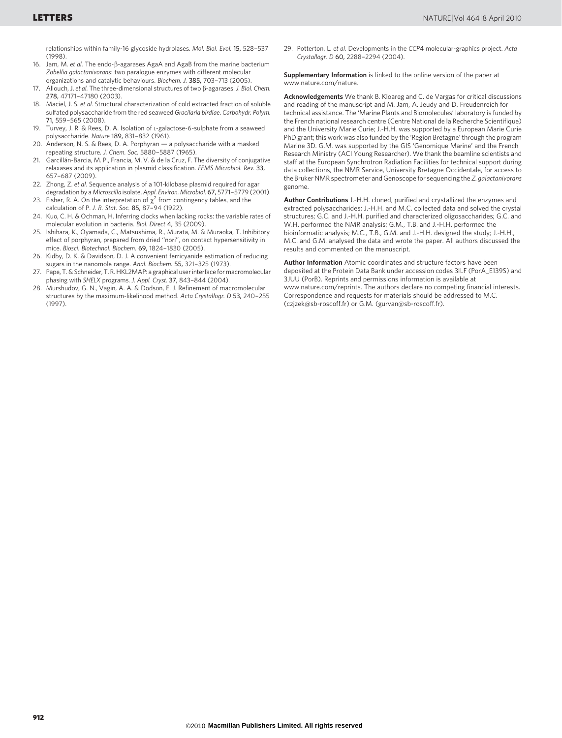relationships within family-16 glycoside hydrolases. *Mol. Biol. Evol.* **15,** 528–537 (1998).

16. Jam, M. *et al.* The endo-β-agarases AgaA and AgaB from the marine bacterium *Zobellia galactanivorans*: two paralogue enzymes with different molecular organizations and catalytic behaviours. *Biochem. J.* **385,** 703–713 (2005).
17. Allouch, J. *et al.* The three-dimensional structures of two β-agarases. *J. Biol. Chem.* **278,** 47171–47180 (2003).
18. Maciel, J. S. *et al.* Structural characterization of cold extracted fraction of soluble sulfated polysaccharide from the red seaweed *Gracilaria birdiae*. *Carbohydr. Polym.* **71,** 559–565 (2008).
19. Turvey, J. R. & Rees, D. A. Isolation of L-galactose-6-sulphate from a seaweed polysaccharide. *Nature* **189,** 831–832 (1961).
20. Anderson, N. S. & Rees, D. A. Porphyran — a polysaccharide with a masked repeating structure. *J. Chem. Soc.* 5880–5887 (1965).
21. Garcillán-Barcia, M. P., Francia, M. V. & de la Cruz, F. The diversity of conjugative relaxases and its application in plasmid classification. *FEMS Microbiol. Rev.* **33,** 657–687 (2009).
22. Zhong, Z. *et al.* Sequence analysis of a 101-kilobase plasmid required for agar degradation by a *Microscilla* isolate. *Appl. Environ. Microbiol.* **67,** 5771–5779 (2001).
23. Fisher, R. A. On the interpretation of $\chi^2$ from contingency tables, and the calculation of P. *J. R. Stat. Soc.* **85,** 87–94 (1922).
24. Kuo, C. H. & Ochman, H. Inferring clocks when lacking rocks: the variable rates of molecular evolution in bacteria. *Biol. Direct* **4,** 35 (2009).
25. Ishihara, K., Oyamada, C., Matsushima, R., Murata, M. & Muraoka, T. Inhibitory effect of porphyran, prepared from dried "nori", on contact hypersensitivity in mice. *Biosci. Biotechnol. Biochem.* **69,** 1824–1830 (2005).
26. Kidby, D. K. & Davidson, D. J. A convenient ferricyanide estimation of reducing sugars in the nanomole range. *Anal. Biochem.* **55,** 321–325 (1973).
27. Pape, T. & Schneider, T. R. HKL2MAP: a graphical user interface for macromolecular phasing with *SHELX* programs. *J. Appl. Cryst.* **37,** 843–844 (2004).
28. Murshudov, G. N., Vagin, A. A. & Dodson, E. J. Refinement of macromolecular structures by the maximum-likelihood method. *Acta Crystallogr. D* **53,** 240–255 (1997).
29. Potterton, L. *et al.* Developments in the *CCP*4 molecular-graphics project. *Acta Crystallogr. D* **60,** 2288–2294 (2004).

**Supplementary Information** is linked to the online version of the paper at www.nature.com/nature.

**Acknowledgements** We thank B. Kloareg and C. de Vargas for critical discussions and reading of the manuscript and M. Jam, A. Jeudy and D. Freudenreich for technical assistance. The 'Marine Plants and Biomolecules' laboratory is funded by the French national research centre (Centre National de la Recherche Scientifique) and the University Marie Curie; J.-H.H. was supported by a European Marie Curie PhD grant; this work was also funded by the 'Region Bretagne' through the program Marine 3D. G.M. was supported by the GIS 'Genomique Marine' and the French Research Ministry (ACI Young Researcher). We thank the beamline scientists and staff at the European Synchrotron Radiation Facilities for technical support during data collections, the NMR Service, University Bretagne Occidentale, for access to the Bruker NMR spectrometer and Genoscope for sequencing the *Z. galactanivorans* genome.

**Author Contributions** J.-H.H. cloned, purified and crystallized the enzymes and extracted polysaccharides; J.-H.H. and M.C. collected data and solved the crystal structures; G.C. and J.-H.H. purified and characterized oligosaccharides; G.C. and W.H. performed the NMR analysis; G.M., T.B. and J.-H.H. performed the bioinformatic analysis; M.C., T.B., G.M. and J.-H.H. designed the study; J.-H.H., M.C. and G.M. analysed the data and wrote the paper. All authors discussed the results and commented on the manuscript.

**Author Information** Atomic coordinates and structure factors have been deposited at the Protein Data Bank under accession codes 3ILF (PorA_E139S) and 3JUU (PorB). Reprints and permissions information is available at www.nature.com/reprints. The authors declare no competing financial interests. Correspondence and requests for materials should be addressed to M.C. (czjzek@sb-roscoff.fr) or G.M. (gurvan@sb-roscoff.fr).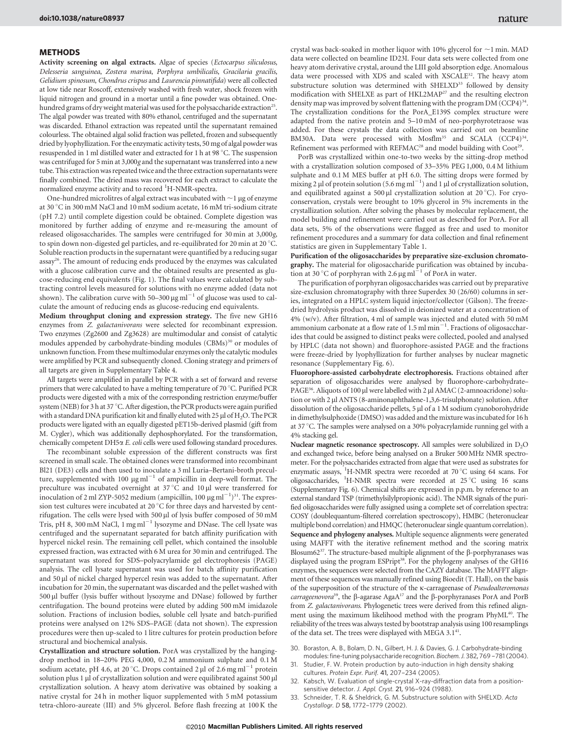## METHODS

**Activity screening on algal extracts.** Algae of species (*Ectocarpus siliculosus*, *Delesseria sanguinea*, *Zostera marina*, *Porphyra umbilicalis*, *Gracilaria gracilis*, *Gelidium spinosum*, *Chondrus crispus* and *Laurencia pinnatifida*) were all collected at low tide near Roscoff, extensively washed with fresh water, shock frozen with liquid nitrogen and ground in a mortar until a fine powder was obtained. One-hundred grams of dry weight material was used for the polysaccharide extraction[25]. The algal powder was treated with 80% ethanol, centrifuged and the supernatant was discarded. Ethanol extraction was repeated until the supernatant remained colourless. The obtained algal solid fraction was pelleted, frozen and subsequently dried by lyophyllization. For the enzymatic activity tests, 50 mg of algal powder was resuspended in 1 ml distilled water and extracted for 1 h at 98 °C. The suspension was centrifuged for 5 min at 3,000*g* and the supernatant was transferred into a new tube. This extraction was repeated twice and the three extraction supernatants were finally combined. The dried mass was recovered for each extract to calculate the normalized enzyme activity and to record $^1$H-NMR-spectra.

One-hundred microlitres of algal extract was incubated with ~1 μg of enzyme at 30 °C in 300 mM NaCl and 10 mM sodium acetate, 16 mM tri-sodium citrate (pH 7.2) until complete digestion could be obtained. Complete digestion was monitored by further adding of enzyme and re-measuring the amount of released oligosaccharides. The samples were centrifuged for 30 min at 3,000*g*, to spin down non-digested gel particles, and re-equilibrated for 20 min at 20 °C. Soluble reaction products in the supernatant were quantified by a reducing sugar assay[26]. The amount of reducing ends produced by the enzymes was calculated with a glucose calibration curve and the obtained results are presented as glucose-reducing end equivalents (Fig. 1). The final values were calculated by subtracting control levels measured for solutions with no enzyme added (data not shown). The calibration curve with 50–300 μg ml$^{-1}$ of glucose was used to calculate the amount of reducing ends as glucose-reducing end equivalents.

**Medium throughput cloning and expression strategy.** The five new GH16 enzymes from *Z. galactanivorans* were selected for recombinant expression. Two enzymes (Zg2600 and Zg3628) are multimodular and consist of catalytic modules appended by carbohydrate-binding modules (CBMs)[30] or modules of unknown function. From these multimodular enzymes only the catalytic modules were amplified by PCR and subsequently cloned. Cloning strategy and primers of all targets are given in Supplementary Table 4.

All targets were amplified in parallel by PCR with a set of forward and reverse primers that were calculated to have a melting temperature of 70 °C. Purified PCR products were digested with a mix of the corresponding restriction enzyme/buffer system (NEB) for 3 h at 37 °C. After digestion, the PCR products were again purified with a standard DNA purification kit and finally eluted with 25 μl of $H_2O$. The PCR products were ligated with an equally digested pET15b-derived plasmid (gift from M. Cygler), which was additionally dephosphorylated. For the transformation, chemically competent DH5α *E. coli* cells were used following standard procedures.

The recombinant soluble expression of the different constructs was first screened in small scale. The obtained clones were transformed into recombinant Bl21 (DE3) cells and then used to inoculate a 3 ml Luria–Bertani-broth preculture, supplemented with 100 μg ml$^{-1}$ of ampicillin in deep-well format. The preculture was incubated overnight at 37 °C and 10 μl were transferred for inoculation of 2 ml ZYP-5052 medium (ampicillin, 100 μg ml$^{-1}$)[31]. The expression test cultures were incubated at 20 °C for three days and harvested by centrifugation. The cells were lysed with 500 μl of lysis buffer composed of 50 mM Tris, pH 8, 300 mM NaCl, 1 mg ml$^{-1}$ lysozyme and DNase. The cell lysate was centrifuged and the supernatant separated for batch affinity purification with hypercel nickel resin. The remaining cell pellet, which contained the insoluble expressed fraction, was extracted with 6 M urea for 30 min and centrifuged. The supernatant was stored for SDS–polyacrylamide gel electrophoresis (PAGE) analysis. The cell lysate supernatant was used for batch affinity purification and 50 μl of nickel charged hypercel resin was added to the supernatant. After incubation for 20 min, the supernatant was discarded and the pellet washed with 500 μl buffer (lysis buffer without lysozyme and DNase) followed by further centrifugation. The bound proteins were eluted by adding 500 mM imidazole solution. Fractions of inclusion bodies, soluble cell lysate and batch-purified proteins were analysed on 12% SDS–PAGE (data not shown). The expression procedures were then up-scaled to 1 litre cultures for protein production before structural and biochemical analysis.

**Crystallization and structure solution.** PorA was crystallized by the hanging-drop method in 18–20% PEG 4,000, 0.2 M ammonium sulphate and 0.1 M sodium acetate, pH 4.6, at 20 °C. Drops contained 2 μl of 2.6 mg ml$^{-1}$ protein solution plus 1 μl of crystallization solution and were equilibrated against 500 μl crystallization solution. A heavy atom derivative was obtained by soaking a native crystal for 24 h in mother liquor supplemented with 5 mM potassium tetra-chloro-aureate (III) and 5% glycerol. Before flash freezing at 100 K the crystal was back-soaked in mother liquor with 10% glycerol for ~1 min. MAD data were collected on beamline ID23I. Four data sets were collected from one heavy atom derivative crystal, around the LIII gold absorption edge. Anomalous data were processed with XDS and scaled with XSCALE[32]. The heavy atom substructure solution was determined with SHELXD[33] followed by density modification with SHELXE as part of HKL2MAP[27] and the resulting electron density map was improved by solvent flattening with the program DM (CCP4)[34]. The crystallization conditions for the PorA_E139S complex structure were adapted from the native protein and 5–10 mM of neo-porphyrotetraose was added. For these crystals the data collection was carried out on beamline BM30A. Data were processed with Mosflm[35] and SCALA (CCP4)[34]. Refinement was performed with REFMAC[28] and model building with Coot[29].

PorB was crystallized within one-to-two weeks by the sitting-drop method with a crystallization solution composed of 33–35% PEG 1,000, 0.4 M lithium sulphate and 0.1 M MES buffer at pH 6.0. The sitting drops were formed by mixing 2 μl of protein solution (5.6 mg ml$^{-1}$) and 1 μl of crystallization solution, and equilibrated against a 500 μl crystallization solution at 20 °C). For cryo-conservation, crystals were brought to 10% glycerol in 5% increments in the crystallization solution. After solving the phases by molecular replacement, the model building and refinement were carried out as described for PorA. For all data sets, 5% of the observations were flagged as free and used to monitor refinement procedures and a summary for data collection and final refinement statistics are given in Supplementary Table 1.

**Purification of the oligosaccharides by preparative size-exclusion chromatography.** The material for oligosaccharide purification was obtained by incubation at 30 °C of porphyran with 2.6 μg ml$^{-1}$ of PorA in water.

The purification of porphyran oligosaccharides was carried out by preparative size-exclusion chromatography with three Superdex 30 (26/60) columns in series, integrated on a HPLC system liquid injector/collector (Gilson). The freeze-dried hydrolysis product was dissolved in deionized water at a concentration of 4% (w/v). After filtration, 4 ml of sample was injected and eluted with 50 mM ammonium carbonate at a flow rate of 1.5 ml min$^{-1}$. Fractions of oligosaccharides that could be assigned to distinct peaks were collected, pooled and analysed by HPLC (data not shown) and fluorophore-assisted PAGE and the fractions were freeze-dried by lyophyllization for further analyses by nuclear magnetic resonance (Supplementary Fig. 6).

**Fluorophore-assisted carbohydrate electrophoresis.** Fractions obtained after separation of oligosaccharides were analysed by fluorophore-carbohydrate–PAGE[36]. Aliquots of 100 μl were labelled with 2 μl AMAC (2-amnoacridone) solution or with 2 μl ANTS (8-aminonaphthalene-1,3,6-trisulphonate) solution. After dissolution of the oligosaccharide pellets, 5 μl of a 1 M sodium cyanoborohydride in dimethylsulphoxide (DMSO) was added and the mixture was incubated for 16 h at 37 °C. The samples were analysed on a 30% polyacrylamide running gel with a 4% stacking gel.

**Nuclear magnetic resonance spectroscopy.** All samples were solubilized in $D_2O$ and exchanged twice, before being analysed on a Bruker 500 MHz NMR spectrometer. For the polysaccharides extracted from algae that were used as substrates for enzymatic assays, $^1$H-NMR spectra were recorded at 70 °C using 64 scans. For oligosaccharides, $^1$H-NMR spectra were recorded at 25 °C using 16 scans (Supplementary Fig. 6). Chemical shifts are expressed in p.p.m. by reference to an external standard TSP (trimethylsilylpropionic acid). The NMR signals of the purified oligosaccharides were fully assigned using a complete set of correlation spectra: COSY (doublequantum-filtered correlation spectroscopy), HMBC (heteronuclear multiple bond correlation) and HMQC (heteronuclear single quantum correlation).

**Sequence and phylogeny analyses.** Multiple sequence alignments were generated using MAFFT with the iterative refinement method and the scoring matrix Blosum62[37]. The structure-based multiple alignment of the β-porphyranases was displayed using the program ESPript[38]. For the phylogeny analyses of the GH16 enzymes, the sequences were selected from the CAZY database. The MAFFT alignment of these sequences was manually refined using Bioedit (T. Hall), on the basis of the superposition of the structure of the κ-carrageenase of *Pseudoalteromonas carrageenovora*[39], the β-agarase AgaA[17] and the β-porphyranases PorA and PorB from *Z. galactanivorans*. Phylogenetic trees were derived from this refined alignment using the maximum likelihood method with the program PhyML[40]. The reliability of the trees was always tested by bootstrap analysis using 100 resamplings of the data set. The trees were displayed with MEGA 3.1[41].

30. Boraston, A. B., Bolam, D. N., Gilbert, H. J. & Davies, G. J. Carbohydrate-binding modules: fine-tuning polysaccharide recognition. *Biochem. J.* 382, 769–781 (2004).
31. Studier, F. W. Protein production by auto-induction in high density shaking cultures. *Protein Expr. Purif.* **41,** 207–234 (2005).
32. Kabsch, W. Evaluation of single-crystal X-ray-diffraction data from a position-sensitive detector. *J. Appl. Cryst.* **21,** 916–924 (1988).
33. Schneider, T. R. & Sheldrick, G. M. Substructure solution with SHELXD. *Acta Crystallogr. D* **58,** 1772–1779 (2002).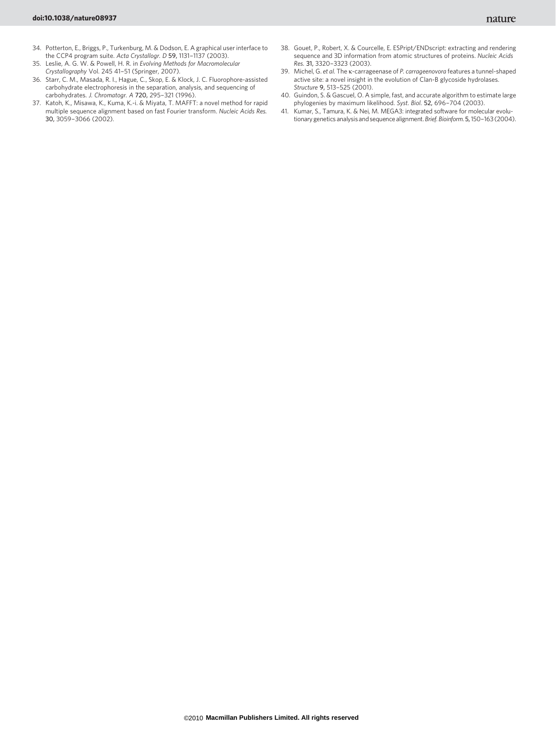34. Potterton, E., Briggs, P., Turkenburg, M. & Dodson, E. A graphical user interface to the CCP4 program suite. *Acta Crystallogr. D* **59,** 1131–1137 (2003).
35. Leslie, A. G. W. & Powell, H. R. in *Evolving Methods for Macromolecular Crystallography* Vol. 245 41–51 (Springer, 2007).
36. Starr, C. M., Masada, R. I., Hague, C., Skop, E. & Klock, J. C. Fluorophore-assisted carbohydrate electrophoresis in the separation, analysis, and sequencing of carbohydrates. *J. Chromatogr. A* **720,** 295–321 (1996).
37. Katoh, K., Misawa, K., Kuma, K.-i. & Miyata, T. MAFFT: a novel method for rapid multiple sequence alignment based on fast Fourier transform. *Nucleic Acids Res.* **30,** 3059–3066 (2002).
38. Gouet, P., Robert, X. & Courcelle, E. ESPript/ENDscript: extracting and rendering sequence and 3D information from atomic structures of proteins. *Nucleic Acids Res.* **31,** 3320–3323 (2003).
39. Michel, G. *et al.* The κ-carrageenase of *P. carrageenovora* features a tunnel-shaped active site: a novel insight in the evolution of Clan-B glycoside hydrolases. *Structure* **9,** 513–525 (2001).
40. Guindon, S. & Gascuel, O. A simple, fast, and accurate algorithm to estimate large phylogenies by maximum likelihood. *Syst. Biol.* **52,** 696–704 (2003).
41. Kumar, S., Tamura, K. & Nei, M. MEGA3: integrated software for molecular evolutionary genetics analysis and sequence alignment. *Brief. Bioinform.* **5,** 150–163 (2004).